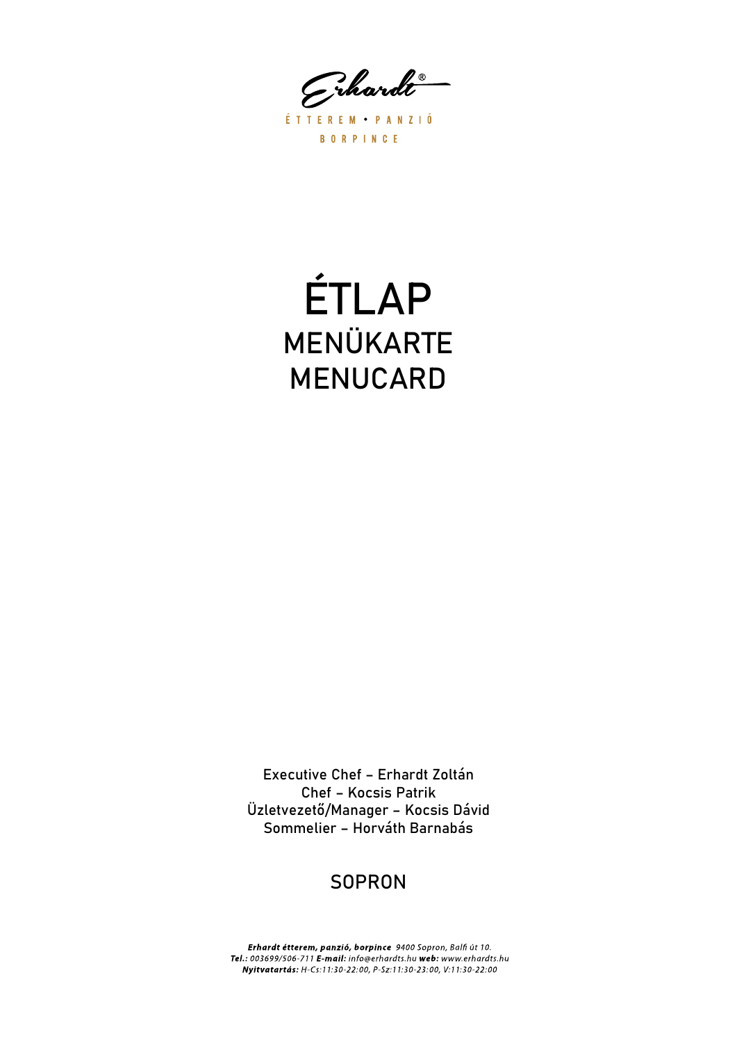Erhardt®

ÉTTEREM • PANZIÓ

BORPINCE

# ÉTLAP
## MENÜKARTE
## MENUCARD

Executive Chef – Erhardt Zoltán
Chef – Kocsis Patrik
Üzletvezető/Manager – Kocsis Dávid
Sommelier – Horváth Barnabás

## SOPRON

***Erhardt étterem, panzió, borpince*** *9400 Sopron, Balfi út 10.*
***Tel.:*** *003699/506-711* ***E-mail:*** *info@erhardts.hu* ***web:*** *www.erhardts.hu*
***Nyitvatartás:*** *H-Cs:11:30-22:00, P-Sz:11:30-23:00, V:11:30-22:00*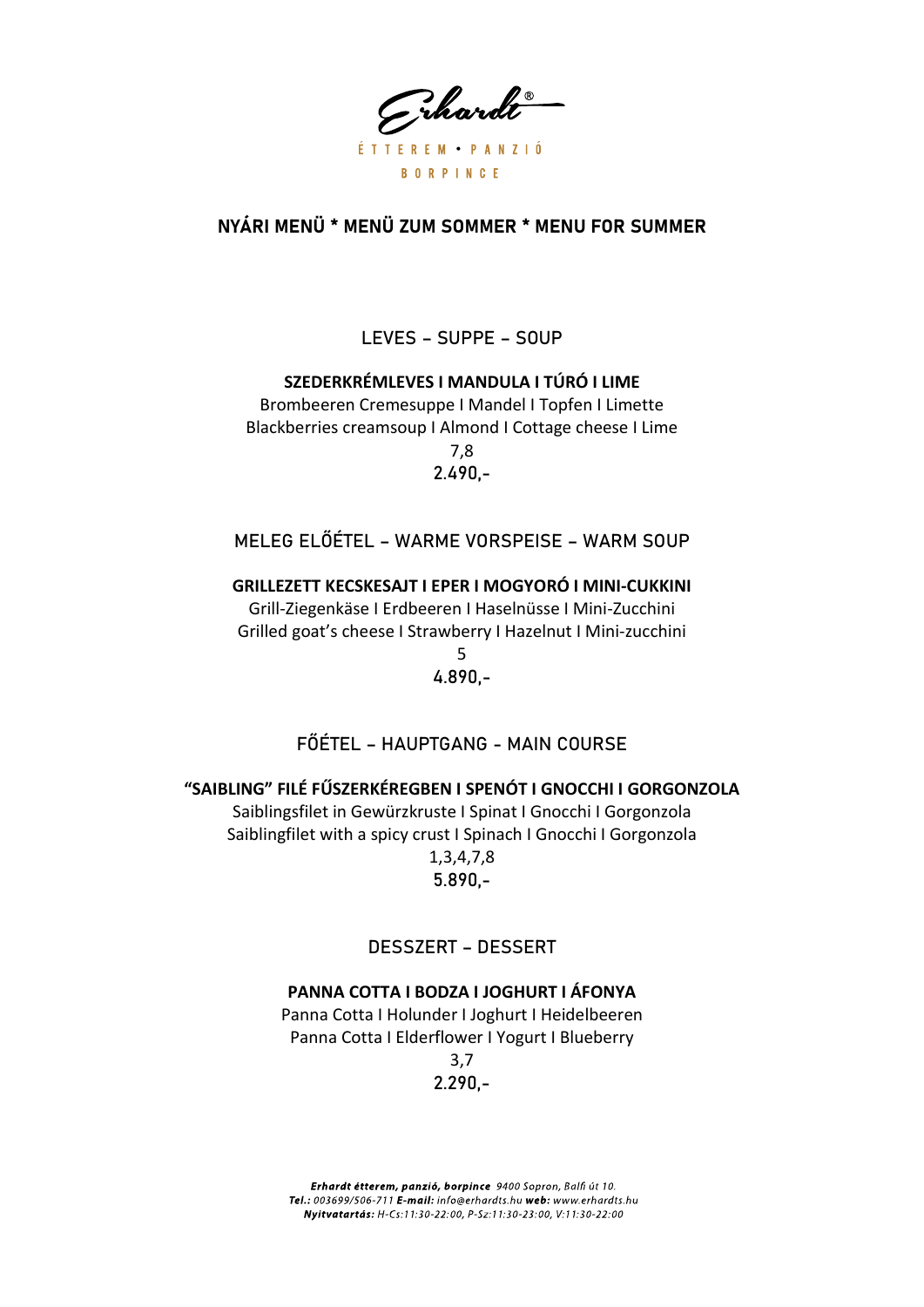Erhardt®

ÉTTEREM • PANZIÓ

BORPINCE

# NYÁRI MENÜ * MENÜ ZUM SOMMER * MENU FOR SUMMER

## LEVES – SUPPE – SOUP

**SZEDERKRÉMLEVES I MANDULA I TÚRÓ I LIME**

Brombeeren Cremesuppe I Mandel I Topfen I Limette

Blackberries creamsoup I Almond I Cottage cheese I Lime

7,8

2.490,-

## MELEG ELŐÉTEL – WARME VORSPEISE – WARM SOUP

**GRILLEZETT KECSKESAJT I EPER I MOGYORÓ I MINI-CUKKINI**

Grill-Ziegenkäse I Erdbeeren I Haselnüsse I Mini-Zucchini

Grilled goat's cheese I Strawberry I Hazelnut I Mini-zucchini

5

4.890,-

## FŐÉTEL – HAUPTGANG - MAIN COURSE

**"SAIBLING" FILÉ FŰSZERKÉREGBEN I SPENÓT I GNOCCHI I GORGONZOLA**

Saiblingsfilet in Gewürzkruste I Spinat I Gnocchi I Gorgonzola

Saiblingfilet with a spicy crust I Spinach I Gnocchi I Gorgonzola

1,3,4,7,8

5.890,-

## DESSZERT – DESSERT

**PANNA COTTA I BODZA I JOGHURT I ÁFONYA**

Panna Cotta I Holunder I Joghurt I Heidelbeeren

Panna Cotta I Elderflower I Yogurt I Blueberry

3,7

2.290,-

***Erhardt étterem, panzió, borpince*** *9400 Sopron, Balfi út 10.*
***Tel.:*** *003699/506-711* ***E-mail:*** *info@erhardts.hu* ***web:*** *www.erhardts.hu*
***Nyitvatartás:*** *H-Cs:11:30-22:00, P-Sz:11:30-23:00, V:11:30-22:00*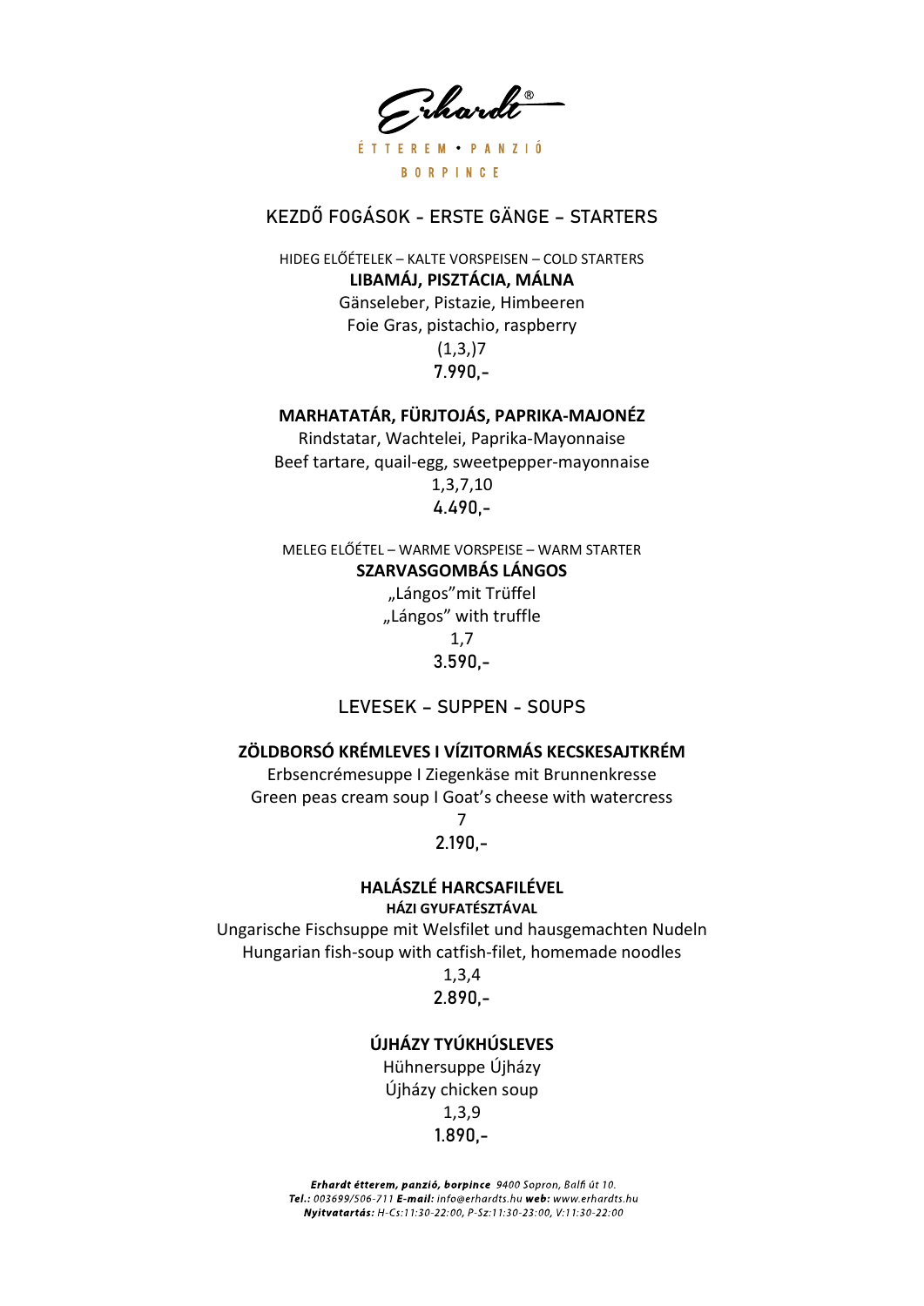Erhardt®

ÉTTEREM • PANZIÓ

BORPINCE

## KEZDŐ FOGÁSOK - ERSTE GÄNGE – STARTERS

HIDEG ELŐÉTELEK – KALTE VORSPEISEN – COLD STARTERS

**LIBAMÁJ, PISZTÁCIA, MÁLNA**

Gänseleber, Pistazie, Himbeeren

Foie Gras, pistachio, raspberry

(1,3,)7

7.990,-

**MARHATATÁR, FÜRJTOJÁS, PAPRIKA-MAJONÉZ**

Rindstatar, Wachtelei, Paprika-Mayonnaise

Beef tartare, quail-egg, sweetpepper-mayonnaise

1,3,7,10

4.490,-

MELEG ELŐÉTEL – WARME VORSPEISE – WARM STARTER

**SZARVASGOMBÁS LÁNGOS**

„Lángos"mit Trüffel

„Lángos" with truffle

1,7

3.590,-

## LEVESEK – SUPPEN - SOUPS

**ZÖLDBORSÓ KRÉMLEVES I VÍZITORMÁS KECSKESAJTKRÉM**

Erbsencrémesuppe I Ziegenkäse mit Brunnenkresse

Green peas cream soup I Goat's cheese with watercress

7

2.190,-

**HALÁSZLÉ HARCSAFILÉVEL**

**HÁZI GYUFATÉSZTÁVAL**

Ungarische Fischsuppe mit Welsfilet und hausgemachten Nudeln

Hungarian fish-soup with catfish-filet, homemade noodles

1,3,4

2.890,-

**ÚJHÁZY TYÚKHÚSLEVES**

Hühnersuppe Újházy

Újházy chicken soup

1,3,9

1.890,-

***Erhardt étterem, panzió, borpince*** *9400 Sopron, Balfi út 10.*
***Tel.:*** *003699/506-711* ***E-mail:*** *info@erhardts.hu* ***web:*** *www.erhardts.hu*
***Nyitvatartás:*** *H-Cs:11:30-22:00, P-Sz:11:30-23:00, V:11:30-22:00*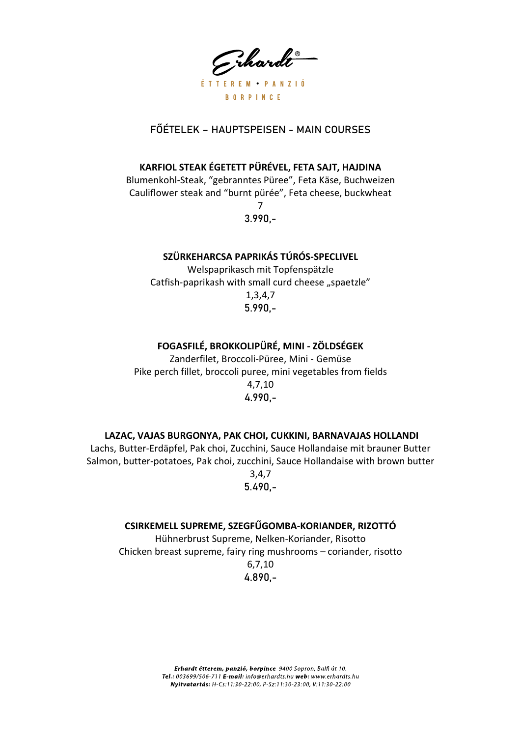Erhardt®

ÉTTEREM • PANZIÓ

BORPINCE

## FŐÉTELEK – HAUPTSPEISEN – MAIN COURSES

**KARFIOL STEAK ÉGETETT PÜRÉVEL, FETA SAJT, HAJDINA**

Blumenkohl-Steak, "gebranntes Püree", Feta Käse, Buchweizen

Cauliflower steak and "burnt pürée", Feta cheese, buckwheat

7

3.990,-

**SZÜRKEHARCSA PAPRIKÁS TÚRÓS-SPECLIVEL**

Welspaprikasch mit Topfenspätzle

Catfish-paprikash with small curd cheese „spaetzle"

1,3,4,7

5.990,-

**FOGASFILÉ, BROKKOLIPÜRÉ, MINI - ZÖLDSÉGEK**

Zanderfilet, Broccoli-Püree, Mini - Gemüse

Pike perch fillet, broccoli puree, mini vegetables from fields

4,7,10

4.990,-

**LAZAC, VAJAS BURGONYA, PAK CHOI, CUKKINI, BARNAVAJAS HOLLANDI**

Lachs, Butter-Erdäpfel, Pak choi, Zucchini, Sauce Hollandaise mit brauner Butter

Salmon, butter-potatoes, Pak choi, zucchini, Sauce Hollandaise with brown butter

3,4,7

5.490,-

**CSIRKEMELL SUPREME, SZEGFŰGOMBA-KORIANDER, RIZOTTÓ**

Hühnerbrust Supreme, Nelken-Koriander, Risotto

Chicken breast supreme, fairy ring mushrooms – coriander, risotto

6,7,10

4.890,-

***Erhardt étterem, panzió, borpince*** *9400 Sopron, Balfi út 10.*

***Tel.:*** *003699/506-711* ***E-mail:*** *info@erhardts.hu* ***web:*** *www.erhardts.hu*

***Nyitvatartás:*** *H-Cs:11:30-22:00, P-Sz:11:30-23:00, V:11:30-22:00*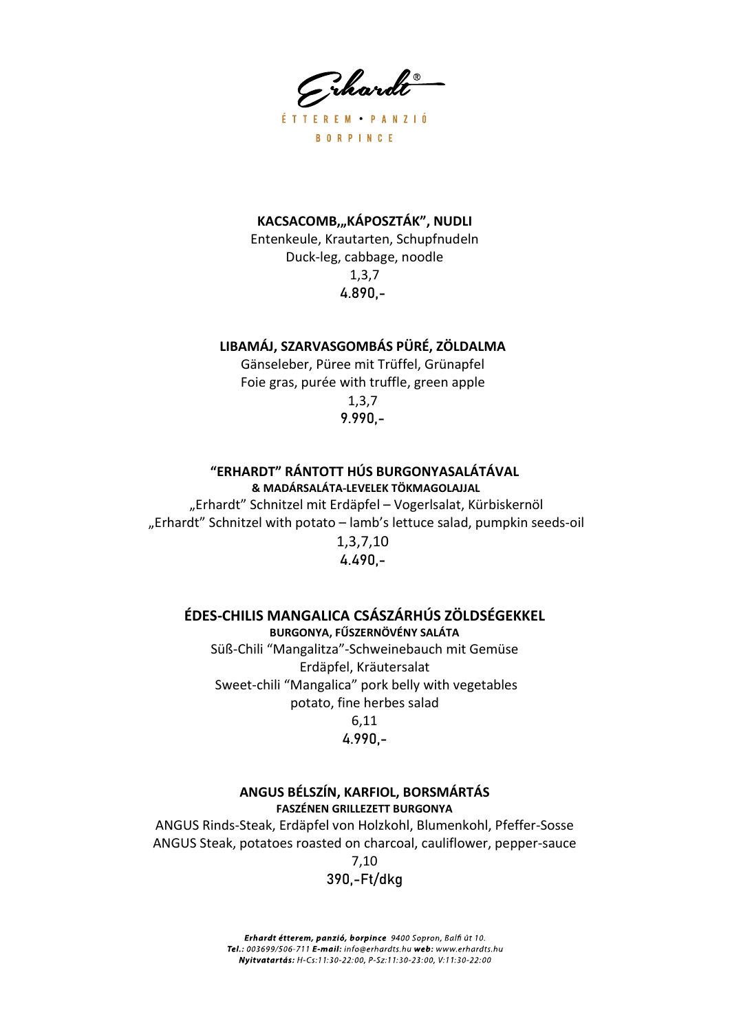Erhardt®

ÉTTEREM • PANZIÓ

BORPINCE

**KACSACOMB,„KÁPOSZTÁK", NUDLI**

Entenkeule, Krautarten, Schupfnudeln

Duck-leg, cabbage, noodle

1,3,7

4.890,-

**LIBAMÁJ, SZARVASGOMBÁS PÜRÉ, ZÖLDALMA**

Gänseleber, Püree mit Trüffel, Grünapfel

Foie gras, purée with truffle, green apple

1,3,7

9.990,-

**"ERHARDT" RÁNTOTT HÚS BURGONYASALÁTÁVAL**

**& MADÁRSALÁTA-LEVELEK TÖKMAGOLAJJAL**

„Erhardt" Schnitzel mit Erdäpfel – Vogerlsalat, Kürbiskernöl

„Erhardt" Schnitzel with potato – lamb's lettuce salad, pumpkin seeds-oil

1,3,7,10

4.490,-

**ÉDES-CHILIS MANGALICA CSÁSZÁRHÚS ZÖLDSÉGEKKEL**

**BURGONYA, FŰSZERNÖVÉNY SALÁTA**

Süß-Chili "Mangalitza"-Schweinebauch mit Gemüse

Erdäpfel, Kräutersalat

Sweet-chili "Mangalica" pork belly with vegetables

potato, fine herbes salad

6,11

4.990,-

**ANGUS BÉLSZÍN, KARFIOL, BORSMÁRTÁS**

**FASZÉNEN GRILLEZETT BURGONYA**

ANGUS Rinds-Steak, Erdäpfel von Holzkohl, Blumenkohl, Pfeffer-Sosse

ANGUS Steak, potatoes roasted on charcoal, cauliflower, pepper-sauce

7,10

390,-Ft/dkg

***Erhardt étterem, panzió, borpince*** *9400 Sopron, Balfi út 10.*
***Tel.:*** *003699/506-711* ***E-mail:*** *info@erhardts.hu* ***web:*** *www.erhardts.hu*
***Nyitvatartás:*** *H-Cs:11:30-22:00, P-Sz:11:30-23:00, V:11:30-22:00*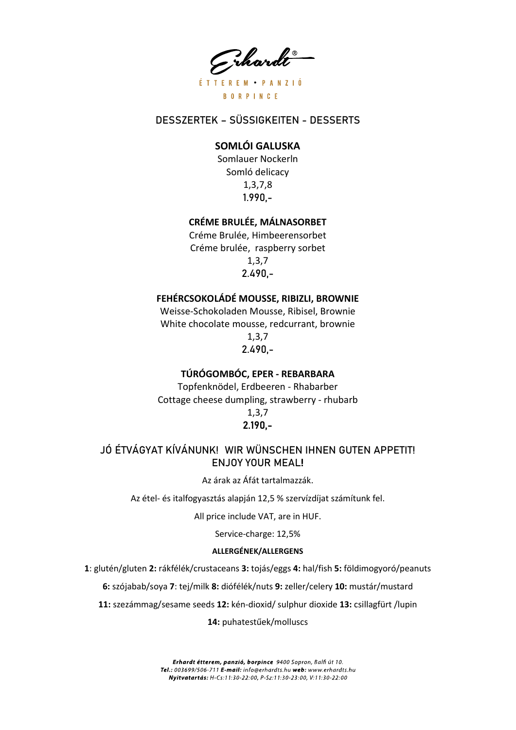Erhardt®

ÉTTEREM • PANZIÓ

BORPINCE

## DESSZERTEK – SÜSSIGKEITEN – DESSERTS

### SOMLÓI GALUSKA

Somlauer Nockerln

Somló delicacy

1,3,7,8

1.990,-

### CRÉME BRULÉE, MÁLNASORBET

Créme Brulée, Himbeerensorbet

Créme brulée, raspberry sorbet

1,3,7

2.490,-

### FEHÉRCSOKOLÁDÉ MOUSSE, RIBIZLI, BROWNIE

Weisse-Schokoladen Mousse, Ribisel, Brownie

White chocolate mousse, redcurrant, brownie

1,3,7

2.490,-

### TÚRÓGOMBÓC, EPER - REBARBARA

Topfenknödel, Erdbeeren - Rhabarber

Cottage cheese dumpling, strawberry - rhubarb

1,3,7

2.190,-

## JÓ ÉTVÁGYAT KÍVÁNUNK! WIR WÜNSCHEN IHNEN GUTEN APPETIT! ENJOY YOUR MEAL!

Az árak az Áfát tartalmazzák.

Az étel- és italfogyasztás alapján 12,5 % szervízdíjat számítunk fel.

All price include VAT, are in HUF.

Service-charge: 12,5%

**ALLERGÉNEK/ALLERGENS**

**1**: glutén/gluten **2:** rákfélék/crustaceans **3:** tojás/eggs **4:** hal/fish **5:** földimogyoró/peanuts

**6:** szójabab/soya **7**: tej/milk **8:** diófélék/nuts **9:** zeller/celery **10:** mustár/mustard

**11:** szezámmag/sesame seeds **12:** kén-dioxid/ sulphur dioxide **13:** csillagfürt /lupin

**14:** puhatestűek/molluscs

***Erhardt étterem, panzió, borpince*** *9400 Sopron, Balfi út 10.*

***Tel.:*** *003699/506-711* ***E-mail:*** *info@erhardts.hu* ***web:*** *www.erhardts.hu*

***Nyitvatartás:*** *H-Cs:11:30-22:00, P-Sz:11:30-23:00, V:11:30-22:00*